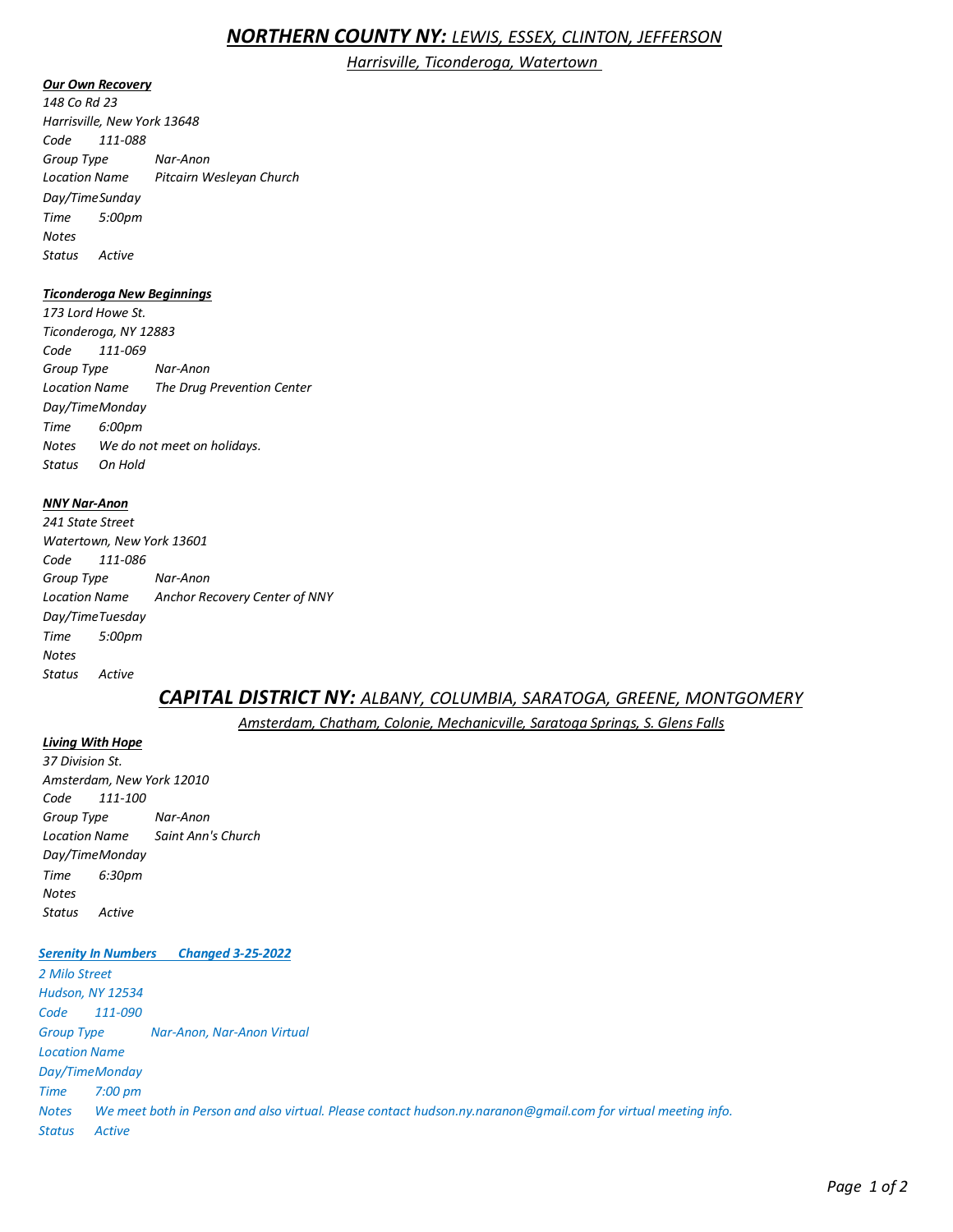# *NORTHERN COUNTY NY:* *LEWIS, ESSEX, CLINTON, JEFFERSON*

*Harrisville, Ticonderoga, Watertown*

***Our Own Recovery***

*148 Co Rd 23*
*Harrisville, New York 13648*
*Code 111-088*
*Group Type Nar-Anon*
*Location Name Pitcairn Wesleyan Church*
*Day/Time Sunday*
*Time 5:00pm*
*Notes*
*Status Active*

***Ticonderoga New Beginnings***

*173 Lord Howe St.*
*Ticonderoga, NY 12883*
*Code 111-069*
*Group Type Nar-Anon*
*Location Name The Drug Prevention Center*
*Day/Time Monday*
*Time 6:00pm*
*Notes We do not meet on holidays.*
*Status On Hold*

***NNY Nar-Anon***

*241 State Street*
*Watertown, New York 13601*
*Code 111-086*
*Group Type Nar-Anon*
*Location Name Anchor Recovery Center of NNY*
*Day/Time Tuesday*
*Time 5:00pm*
*Notes*
*Status Active*

# *CAPITAL DISTRICT NY:* *ALBANY, COLUMBIA, SARATOGA, GREENE, MONTGOMERY*

*Amsterdam, Chatham, Colonie, Mechanicville, Saratoga Springs, S. Glens Falls*

***Living With Hope***

*37 Division St.*
*Amsterdam, New York 12010*
*Code 111-100*
*Group Type Nar-Anon*
*Location Name Saint Ann's Church*
*Day/Time Monday*
*Time 6:30pm*
*Notes*
*Status Active*

***Serenity In Numbers Changed 3-25-2022***

*2 Milo Street*
*Hudson, NY 12534*
*Code 111-090*
*Group Type Nar-Anon, Nar-Anon Virtual*
*Location Name*
*Day/Time Monday*
*Time 7:00 pm*
*Notes We meet both in Person and also virtual. Please contact hudson.ny.naranon@gmail.com for virtual meeting info.*
*Status Active*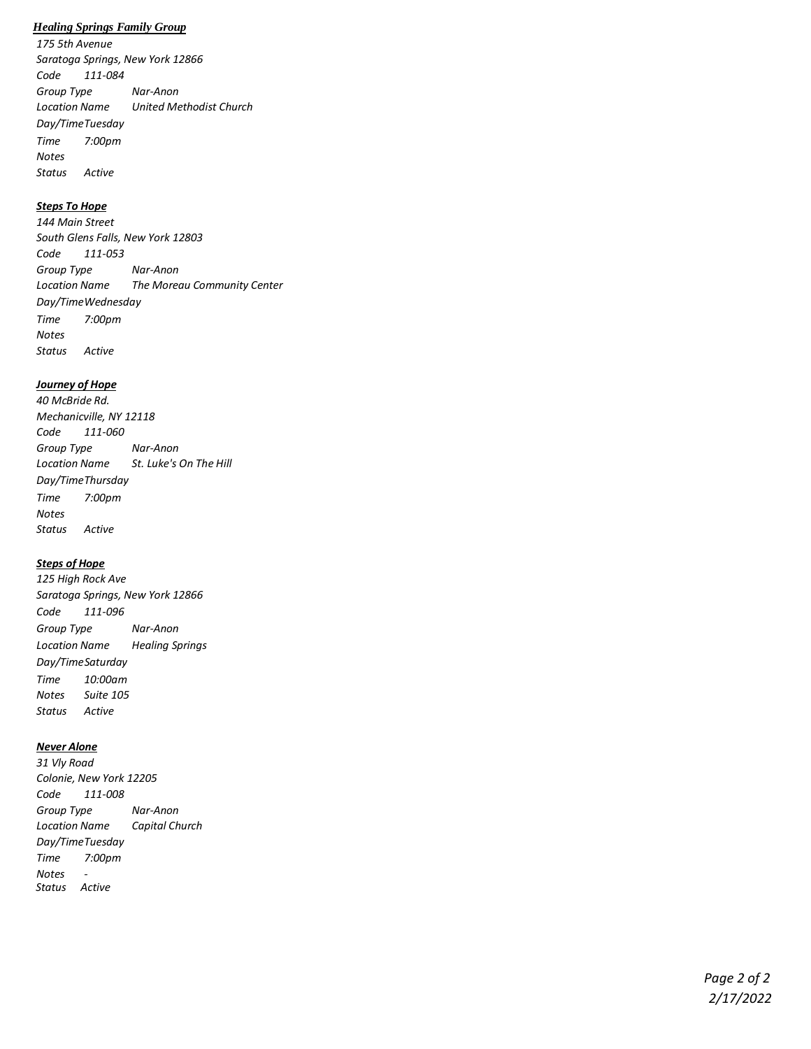***Healing Springs Family Group***

*175 5th Avenue*
*Saratoga Springs, New York 12866*
*Code 111-084*
*Group Type Nar-Anon*
*Location Name United Methodist Church*
*Day/Time Tuesday*
*Time 7:00pm*
*Notes*
*Status Active*

***Steps To Hope***

*144 Main Street*
*South Glens Falls, New York 12803*
*Code 111-053*
*Group Type Nar-Anon*
*Location Name The Moreau Community Center*
*Day/Time Wednesday*
*Time 7:00pm*
*Notes*
*Status Active*

***Journey of Hope***

*40 McBride Rd.*
*Mechanicville, NY 12118*
*Code 111-060*
*Group Type Nar-Anon*
*Location Name St. Luke's On The Hill*
*Day/Time Thursday*
*Time 7:00pm*
*Notes*
*Status Active*

***Steps of Hope***

*125 High Rock Ave*
*Saratoga Springs, New York 12866*
*Code 111-096*
*Group Type Nar-Anon*
*Location Name Healing Springs*
*Day/Time Saturday*
*Time 10:00am*
*Notes Suite 105*
*Status Active*

***Never Alone***

*31 Vly Road*
*Colonie, New York 12205*
*Code 111-008*
*Group Type Nar-Anon*
*Location Name Capital Church*
*Day/Time Tuesday*
*Time 7:00pm*
*Notes -*
*Status Active*

*2/17/2022*